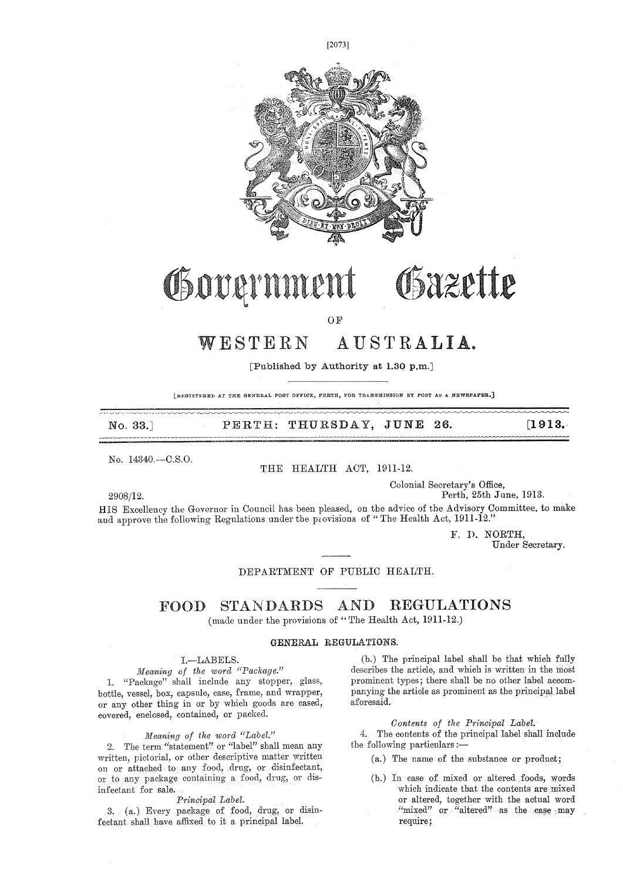# Government Gazette

OF

## WESTERN AUSTRALIA.

[Published by Authority at 1.30 p.m.]

[REGISTERED AT THE GENERAL POST OFFICE, PERTH, FOR TRANSMISSION BY POST AS A NEWSPAPER.]

No. 33.] PERTH: THURSDAY, JUNE 26. [1913.

No. 14340.—C.S.O.

THE HEALTH ACT, 1911-12.

Colonial Secretary's Office,
Perth, 25th June, 1913.

2908/12.

HIS Excellency the Governor in Council has been pleased, on the advice of the Advisory Committee, to make and approve the following Regulations under the provisions of "The Health Act, 1911-12."

F. D. NORTH,
Under Secretary.

DEPARTMENT OF PUBLIC HEALTH.

## FOOD STANDARDS AND REGULATIONS

(made under the provisions of "The Health Act, 1911-12.)

### GENERAL REGULATIONS.

#### I.—LABELS.

*Meaning of the word "Package."*

1. "Package" shall include any stopper, glass, bottle, vessel, box, capsule, case, frame, and wrapper, or any other thing in or by which goods are cased, covered, enclosed, contained, or packed.

*Meaning of the word "Label."*

2. The term "statement" or "label" shall mean any written, pictorial, or other descriptive matter written on or attached to any food, drug, or disinfectant, or to any package containing a food, drug, or disinfectant for sale.

*Principal Label.*

3. (a.) Every package of food, drug, or disinfectant shall have affixed to it a principal label.

(b.) The principal label shall be that which fully describes the article, and which is written in the most prominent types; there shall be no other label accompanying the article as prominent as the principal label aforesaid.

*Contents of the Principal Label.*

4. The contents of the principal label shall include the following particulars:—

(a.) The name of the substance or product;

(b.) In case of mixed or altered foods, words which indicate that the contents are mixed or altered, together with the actual word "mixed" or "altered" as the case may require;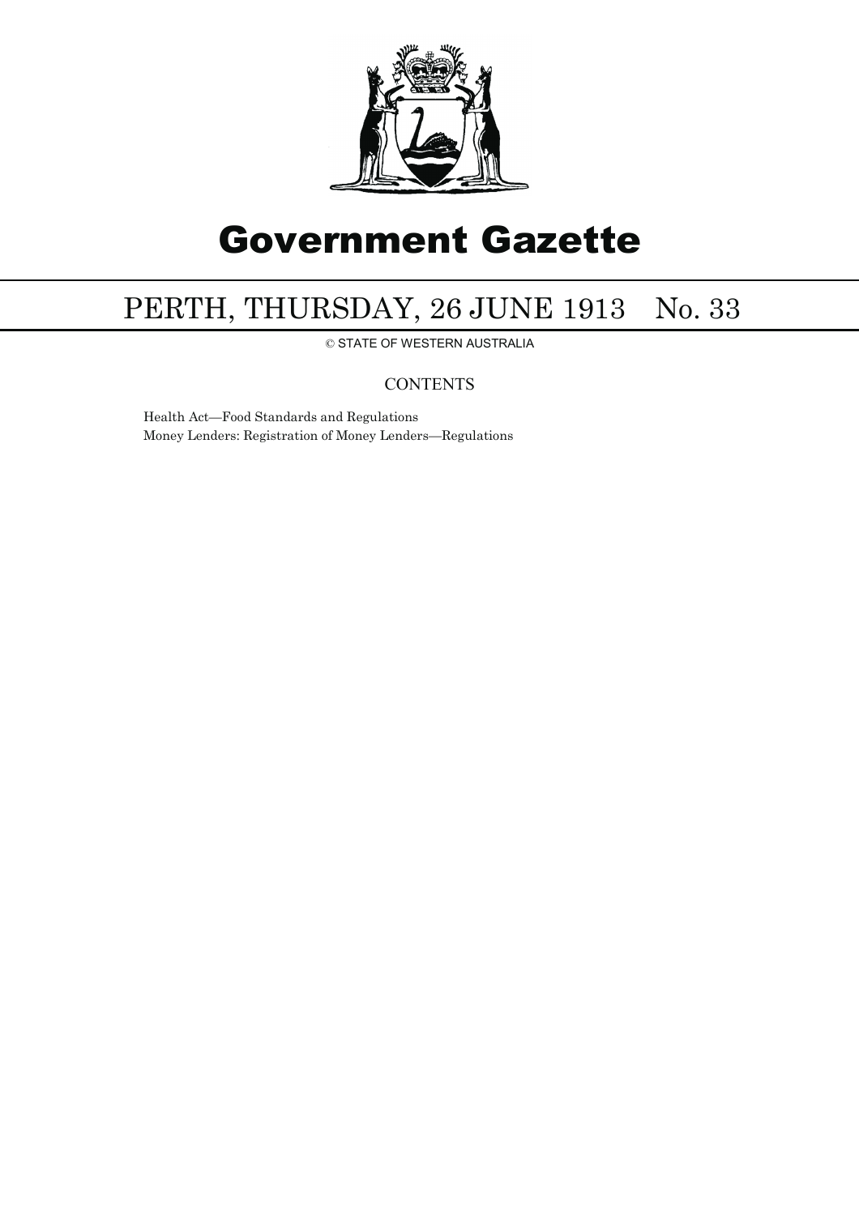# Government Gazette

## PERTH, THURSDAY, 26 JUNE 1913 No. 33

© STATE OF WESTERN AUSTRALIA

CONTENTS

Health Act—Food Standards and Regulations

Money Lenders: Registration of Money Lenders—Regulations